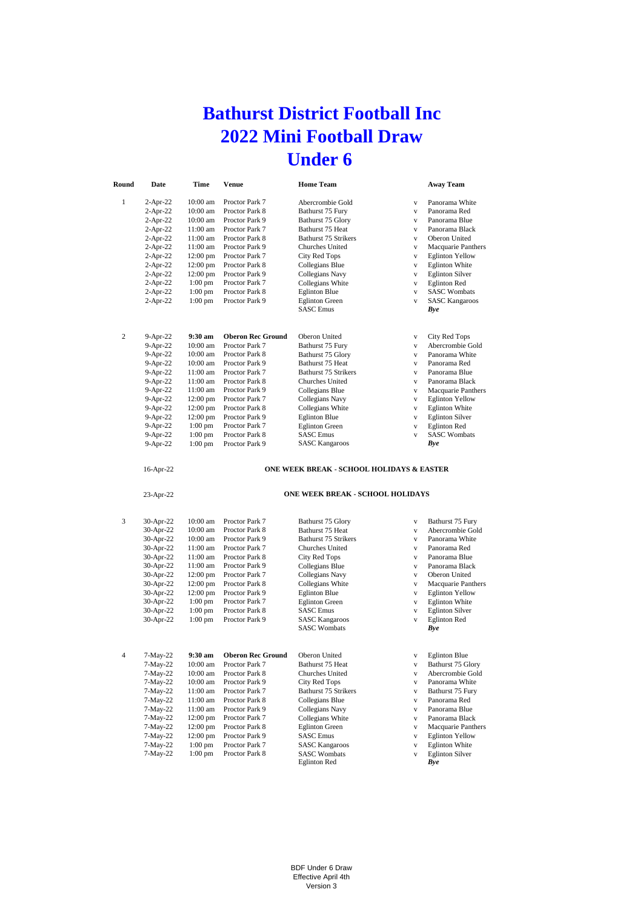# Bathurst District Football Inc
# 2022 Mini Football Draw
# Under 6

| Round | Date | Time | Venue | Home Team | | Away Team |
|---|---|---|---|---|---|---|
| 1 | 2-Apr-22 | 10:00 am | Proctor Park 7 | Abercrombie Gold | v | Panorama White |
| | 2-Apr-22 | 10:00 am | Proctor Park 8 | Bathurst 75 Fury | v | Panorama Red |
| | 2-Apr-22 | 10:00 am | Proctor Park 9 | Bathurst 75 Glory | v | Panorama Blue |
| | 2-Apr-22 | 11:00 am | Proctor Park 7 | Bathurst 75 Heat | v | Panorama Black |
| | 2-Apr-22 | 11:00 am | Proctor Park 8 | Bathurst 75 Strikers | v | Oberon United |
| | 2-Apr-22 | 11:00 am | Proctor Park 9 | Churches United | v | Macquarie Panthers |
| | 2-Apr-22 | 12:00 pm | Proctor Park 7 | City Red Tops | v | Eglinton Yellow |
| | 2-Apr-22 | 12:00 pm | Proctor Park 8 | Collegians Blue | v | Eglinton White |
| | 2-Apr-22 | 12:00 pm | Proctor Park 9 | Collegians Navy | v | Eglinton Silver |
| | 2-Apr-22 | 1:00 pm | Proctor Park 7 | Collegians White | v | Eglinton Red |
| | 2-Apr-22 | 1:00 pm | Proctor Park 8 | Eglinton Blue | v | SASC Wombats |
| | 2-Apr-22 | 1:00 pm | Proctor Park 9 | Eglinton Green | v | SASC Kangaroos |
| | | | | SASC Emus | | ***Bye*** |
| 2 | 9-Apr-22 | **9:30 am** | **Oberon Rec Ground** | Oberon United | v | City Red Tops |
| | 9-Apr-22 | 10:00 am | Proctor Park 7 | Bathurst 75 Fury | v | Abercrombie Gold |
| | 9-Apr-22 | 10:00 am | Proctor Park 8 | Bathurst 75 Glory | v | Panorama White |
| | 9-Apr-22 | 10:00 am | Proctor Park 9 | Bathurst 75 Heat | v | Panorama Red |
| | 9-Apr-22 | 11:00 am | Proctor Park 7 | Bathurst 75 Strikers | v | Panorama Blue |
| | 9-Apr-22 | 11:00 am | Proctor Park 8 | Churches United | v | Panorama Black |
| | 9-Apr-22 | 11:00 am | Proctor Park 9 | Collegians Blue | v | Macquarie Panthers |
| | 9-Apr-22 | 12:00 pm | Proctor Park 7 | Collegians Navy | v | Eglinton Yellow |
| | 9-Apr-22 | 12:00 pm | Proctor Park 8 | Collegians White | v | Eglinton White |
| | 9-Apr-22 | 12:00 pm | Proctor Park 9 | Eglinton Blue | v | Eglinton Silver |
| | 9-Apr-22 | 1:00 pm | Proctor Park 7 | Eglinton Green | v | Eglinton Red |
| | 9-Apr-22 | 1:00 pm | Proctor Park 8 | SASC Emus | v | SASC Wombats |
| | 9-Apr-22 | 1:00 pm | Proctor Park 9 | SASC Kangaroos | | ***Bye*** |
| | 16-Apr-22 | | **ONE WEEK BREAK - SCHOOL HOLIDAYS & EASTER** | | | |
| | 23-Apr-22 | | **ONE WEEK BREAK - SCHOOL HOLIDAYS** | | | |
| 3 | 30-Apr-22 | 10:00 am | Proctor Park 7 | Bathurst 75 Glory | v | Bathurst 75 Fury |
| | 30-Apr-22 | 10:00 am | Proctor Park 8 | Bathurst 75 Heat | v | Abercrombie Gold |
| | 30-Apr-22 | 10:00 am | Proctor Park 9 | Bathurst 75 Strikers | v | Panorama White |
| | 30-Apr-22 | 11:00 am | Proctor Park 7 | Churches United | v | Panorama Red |
| | 30-Apr-22 | 11:00 am | Proctor Park 8 | City Red Tops | v | Panorama Blue |
| | 30-Apr-22 | 11:00 am | Proctor Park 9 | Collegians Blue | v | Panorama Black |
| | 30-Apr-22 | 12:00 pm | Proctor Park 7 | Collegians Navy | v | Oberon United |
| | 30-Apr-22 | 12:00 pm | Proctor Park 8 | Collegians White | v | Macquarie Panthers |
| | 30-Apr-22 | 12:00 pm | Proctor Park 9 | Eglinton Blue | v | Eglinton Yellow |
| | 30-Apr-22 | 1:00 pm | Proctor Park 7 | Eglinton Green | v | Eglinton White |
| | 30-Apr-22 | 1:00 pm | Proctor Park 8 | SASC Emus | v | Eglinton Silver |
| | 30-Apr-22 | 1:00 pm | Proctor Park 9 | SASC Kangaroos | v | Eglinton Red |
| | | | | SASC Wombats | | ***Bye*** |
| 4 | 7-May-22 | **9:30 am** | **Oberon Rec Ground** | Oberon United | v | Eglinton Blue |
| | 7-May-22 | 10:00 am | Proctor Park 7 | Bathurst 75 Heat | v | Bathurst 75 Glory |
| | 7-May-22 | 10:00 am | Proctor Park 8 | Churches United | v | Abercrombie Gold |
| | 7-May-22 | 10:00 am | Proctor Park 9 | City Red Tops | v | Panorama White |
| | 7-May-22 | 11:00 am | Proctor Park 7 | Bathurst 75 Strikers | v | Bathurst 75 Fury |
| | 7-May-22 | 11:00 am | Proctor Park 8 | Collegians Blue | v | Panorama Red |
| | 7-May-22 | 11:00 am | Proctor Park 9 | Collegians Navy | v | Panorama Blue |
| | 7-May-22 | 12:00 pm | Proctor Park 7 | Collegians White | v | Panorama Black |
| | 7-May-22 | 12:00 pm | Proctor Park 8 | Eglinton Green | v | Macquarie Panthers |
| | 7-May-22 | 12:00 pm | Proctor Park 9 | SASC Emus | v | Eglinton Yellow |
| | 7-May-22 | 1:00 pm | Proctor Park 7 | SASC Kangaroos | v | Eglinton White |
| | 7-May-22 | 1:00 pm | Proctor Park 8 | SASC Wombats | v | Eglinton Silver |
| | | | | Eglinton Red | | ***Bye*** |

BDF Under 6 Draw
Effective April 4th
Version 3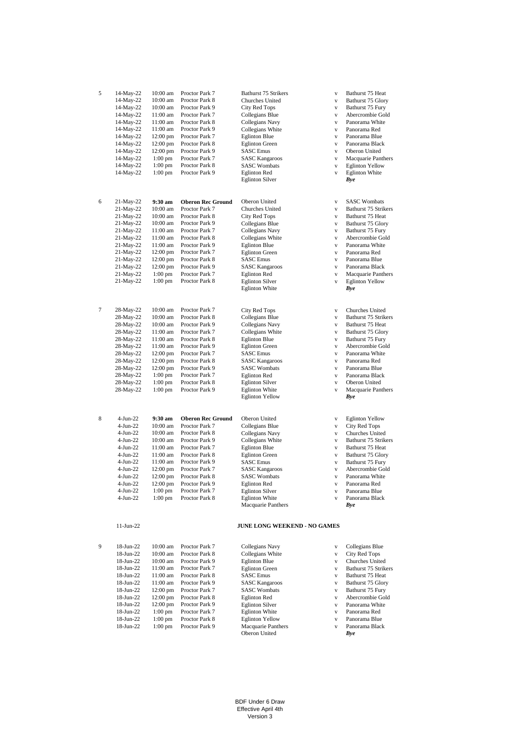| Round | Date | Time | Venue | Home | | Away |
|---|---|---|---|---|---|---|
| 5 | 14-May-22 | 10:00 am | Proctor Park 7 | Bathurst 75 Strikers | v | Bathurst 75 Heat |
| | 14-May-22 | 10:00 am | Proctor Park 8 | Churches United | v | Bathurst 75 Glory |
| | 14-May-22 | 10:00 am | Proctor Park 9 | City Red Tops | v | Bathurst 75 Fury |
| | 14-May-22 | 11:00 am | Proctor Park 7 | Collegians Blue | v | Abercrombie Gold |
| | 14-May-22 | 11:00 am | Proctor Park 8 | Collegians Navy | v | Panorama White |
| | 14-May-22 | 11:00 am | Proctor Park 9 | Collegians White | v | Panorama Red |
| | 14-May-22 | 12:00 pm | Proctor Park 7 | Eglinton Blue | v | Panorama Blue |
| | 14-May-22 | 12:00 pm | Proctor Park 8 | Eglinton Green | v | Panorama Black |
| | 14-May-22 | 12:00 pm | Proctor Park 9 | SASC Emus | v | Oberon United |
| | 14-May-22 | 1:00 pm | Proctor Park 7 | SASC Kangaroos | v | Macquarie Panthers |
| | 14-May-22 | 1:00 pm | Proctor Park 8 | SASC Wombats | v | Eglinton Yellow |
| | 14-May-22 | 1:00 pm | Proctor Park 9 | Eglinton Red | v | Eglinton White |
| | | | | Eglinton Silver | | ***Bye*** |
| 6 | 21-May-22 | **9:30 am** | **Oberon Rec Ground** | Oberon United | v | SASC Wombats |
| | 21-May-22 | 10:00 am | Proctor Park 7 | Churches United | v | Bathurst 75 Strikers |
| | 21-May-22 | 10:00 am | Proctor Park 8 | City Red Tops | v | Bathurst 75 Heat |
| | 21-May-22 | 10:00 am | Proctor Park 9 | Collegians Blue | v | Bathurst 75 Glory |
| | 21-May-22 | 11:00 am | Proctor Park 7 | Collegians Navy | v | Bathurst 75 Fury |
| | 21-May-22 | 11:00 am | Proctor Park 8 | Collegians White | v | Abercrombie Gold |
| | 21-May-22 | 11:00 am | Proctor Park 9 | Eglinton Blue | v | Panorama White |
| | 21-May-22 | 12:00 pm | Proctor Park 7 | Eglinton Green | v | Panorama Red |
| | 21-May-22 | 12:00 pm | Proctor Park 8 | SASC Emus | v | Panorama Blue |
| | 21-May-22 | 12:00 pm | Proctor Park 9 | SASC Kangaroos | v | Panorama Black |
| | 21-May-22 | 1:00 pm | Proctor Park 7 | Eglinton Red | v | Macquarie Panthers |
| | 21-May-22 | 1:00 pm | Proctor Park 8 | Eglinton Silver | v | Eglinton Yellow |
| | | | | Eglinton White | | ***Bye*** |
| 7 | 28-May-22 | 10:00 am | Proctor Park 7 | City Red Tops | v | Churches United |
| | 28-May-22 | 10:00 am | Proctor Park 8 | Collegians Blue | v | Bathurst 75 Strikers |
| | 28-May-22 | 10:00 am | Proctor Park 9 | Collegians Navy | v | Bathurst 75 Heat |
| | 28-May-22 | 11:00 am | Proctor Park 7 | Collegians White | v | Bathurst 75 Glory |
| | 28-May-22 | 11:00 am | Proctor Park 8 | Eglinton Blue | v | Bathurst 75 Fury |
| | 28-May-22 | 11:00 am | Proctor Park 9 | Eglinton Green | v | Abercrombie Gold |
| | 28-May-22 | 12:00 pm | Proctor Park 7 | SASC Emus | v | Panorama White |
| | 28-May-22 | 12:00 pm | Proctor Park 8 | SASC Kangaroos | v | Panorama Red |
| | 28-May-22 | 12:00 pm | Proctor Park 9 | SASC Wombats | v | Panorama Blue |
| | 28-May-22 | 1:00 pm | Proctor Park 7 | Eglinton Red | v | Panorama Black |
| | 28-May-22 | 1:00 pm | Proctor Park 8 | Eglinton Silver | v | Oberon United |
| | 28-May-22 | 1:00 pm | Proctor Park 9 | Eglinton White | v | Macquarie Panthers |
| | | | | Eglinton Yellow | | ***Bye*** |
| 8 | 4-Jun-22 | **9:30 am** | **Oberon Rec Ground** | Oberon United | v | Eglinton Yellow |
| | 4-Jun-22 | 10:00 am | Proctor Park 7 | Collegians Blue | v | City Red Tops |
| | 4-Jun-22 | 10:00 am | Proctor Park 8 | Collegians Navy | v | Churches United |
| | 4-Jun-22 | 10:00 am | Proctor Park 9 | Collegians White | v | Bathurst 75 Strikers |
| | 4-Jun-22 | 11:00 am | Proctor Park 7 | Eglinton Blue | v | Bathurst 75 Heat |
| | 4-Jun-22 | 11:00 am | Proctor Park 8 | Eglinton Green | v | Bathurst 75 Glory |
| | 4-Jun-22 | 11:00 am | Proctor Park 9 | SASC Emus | v | Bathurst 75 Fury |
| | 4-Jun-22 | 12:00 pm | Proctor Park 7 | SASC Kangaroos | v | Abercrombie Gold |
| | 4-Jun-22 | 12:00 pm | Proctor Park 8 | SASC Wombats | v | Panorama White |
| | 4-Jun-22 | 12:00 pm | Proctor Park 9 | Eglinton Red | v | Panorama Red |
| | 4-Jun-22 | 1:00 pm | Proctor Park 7 | Eglinton Silver | v | Panorama Blue |
| | 4-Jun-22 | 1:00 pm | Proctor Park 8 | Eglinton White | v | Panorama Black |
| | | | | Macquarie Panthers | | ***Bye*** |
| | 11-Jun-22 | | | **JUNE LONG WEEKEND - NO GAMES** | | |
| 9 | 18-Jun-22 | 10:00 am | Proctor Park 7 | Collegians Navy | v | Collegians Blue |
| | 18-Jun-22 | 10:00 am | Proctor Park 8 | Collegians White | v | City Red Tops |
| | 18-Jun-22 | 10:00 am | Proctor Park 9 | Eglinton Blue | v | Churches United |
| | 18-Jun-22 | 11:00 am | Proctor Park 7 | Eglinton Green | v | Bathurst 75 Strikers |
| | 18-Jun-22 | 11:00 am | Proctor Park 8 | SASC Emus | v | Bathurst 75 Heat |
| | 18-Jun-22 | 11:00 am | Proctor Park 9 | SASC Kangaroos | v | Bathurst 75 Glory |
| | 18-Jun-22 | 12:00 pm | Proctor Park 7 | SASC Wombats | v | Bathurst 75 Fury |
| | 18-Jun-22 | 12:00 pm | Proctor Park 8 | Eglinton Red | v | Abercrombie Gold |
| | 18-Jun-22 | 12:00 pm | Proctor Park 9 | Eglinton Silver | v | Panorama White |
| | 18-Jun-22 | 1:00 pm | Proctor Park 7 | Eglinton White | v | Panorama Red |
| | 18-Jun-22 | 1:00 pm | Proctor Park 8 | Eglinton Yellow | v | Panorama Blue |
| | 18-Jun-22 | 1:00 pm | Proctor Park 9 | Macquarie Panthers | v | Panorama Black |
| | | | | Oberon United | | ***Bye*** |

BDF Under 6 Draw
Effective April 4th
Version 3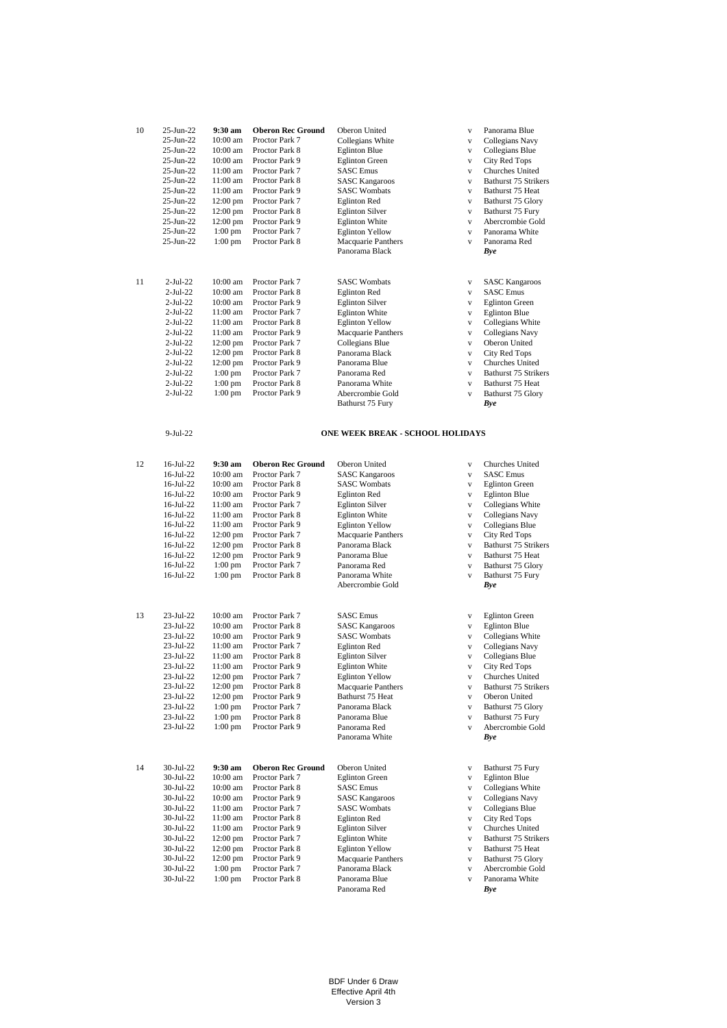| Round | Date | Time | Venue | Home | | Away |
|---|---|---|---|---|---|---|
| 10 | 25-Jun-22 | **9:30 am** | **Oberon Rec Ground** | Oberon United | v | Panorama Blue |
| | 25-Jun-22 | 10:00 am | Proctor Park 7 | Collegians White | v | Collegians Navy |
| | 25-Jun-22 | 10:00 am | Proctor Park 8 | Eglinton Blue | v | Collegians Blue |
| | 25-Jun-22 | 10:00 am | Proctor Park 9 | Eglinton Green | v | City Red Tops |
| | 25-Jun-22 | 11:00 am | Proctor Park 7 | SASC Emus | v | Churches United |
| | 25-Jun-22 | 11:00 am | Proctor Park 8 | SASC Kangaroos | v | Bathurst 75 Strikers |
| | 25-Jun-22 | 11:00 am | Proctor Park 9 | SASC Wombats | v | Bathurst 75 Heat |
| | 25-Jun-22 | 12:00 pm | Proctor Park 7 | Eglinton Red | v | Bathurst 75 Glory |
| | 25-Jun-22 | 12:00 pm | Proctor Park 8 | Eglinton Silver | v | Bathurst 75 Fury |
| | 25-Jun-22 | 12:00 pm | Proctor Park 9 | Eglinton White | v | Abercrombie Gold |
| | 25-Jun-22 | 1:00 pm | Proctor Park 7 | Eglinton Yellow | v | Panorama White |
| | 25-Jun-22 | 1:00 pm | Proctor Park 8 | Macquarie Panthers | v | Panorama Red |
| | | | | Panorama Black | | ***Bye*** |
| 11 | 2-Jul-22 | 10:00 am | Proctor Park 7 | SASC Wombats | v | SASC Kangaroos |
| | 2-Jul-22 | 10:00 am | Proctor Park 8 | Eglinton Red | v | SASC Emus |
| | 2-Jul-22 | 10:00 am | Proctor Park 9 | Eglinton Silver | v | Eglinton Green |
| | 2-Jul-22 | 11:00 am | Proctor Park 7 | Eglinton White | v | Eglinton Blue |
| | 2-Jul-22 | 11:00 am | Proctor Park 8 | Eglinton Yellow | v | Collegians White |
| | 2-Jul-22 | 11:00 am | Proctor Park 9 | Macquarie Panthers | v | Collegians Navy |
| | 2-Jul-22 | 12:00 pm | Proctor Park 7 | Collegians Blue | v | Oberon United |
| | 2-Jul-22 | 12:00 pm | Proctor Park 8 | Panorama Black | v | City Red Tops |
| | 2-Jul-22 | 12:00 pm | Proctor Park 9 | Panorama Blue | v | Churches United |
| | 2-Jul-22 | 1:00 pm | Proctor Park 7 | Panorama Red | v | Bathurst 75 Strikers |
| | 2-Jul-22 | 1:00 pm | Proctor Park 8 | Panorama White | v | Bathurst 75 Heat |
| | 2-Jul-22 | 1:00 pm | Proctor Park 9 | Abercrombie Gold | v | Bathurst 75 Glory |
| | | | | Bathurst 75 Fury | | ***Bye*** |
| | 9-Jul-22 | | | **ONE WEEK BREAK - SCHOOL HOLIDAYS** | | |
| 12 | 16-Jul-22 | **9:30 am** | **Oberon Rec Ground** | Oberon United | v | Churches United |
| | 16-Jul-22 | 10:00 am | Proctor Park 7 | SASC Kangaroos | v | SASC Emus |
| | 16-Jul-22 | 10:00 am | Proctor Park 8 | SASC Wombats | v | Eglinton Green |
| | 16-Jul-22 | 10:00 am | Proctor Park 9 | Eglinton Red | v | Eglinton Blue |
| | 16-Jul-22 | 11:00 am | Proctor Park 7 | Eglinton Silver | v | Collegians White |
| | 16-Jul-22 | 11:00 am | Proctor Park 8 | Eglinton White | v | Collegians Navy |
| | 16-Jul-22 | 11:00 am | Proctor Park 9 | Eglinton Yellow | v | Collegians Blue |
| | 16-Jul-22 | 12:00 pm | Proctor Park 7 | Macquarie Panthers | v | City Red Tops |
| | 16-Jul-22 | 12:00 pm | Proctor Park 8 | Panorama Black | v | Bathurst 75 Strikers |
| | 16-Jul-22 | 12:00 pm | Proctor Park 9 | Panorama Blue | v | Bathurst 75 Heat |
| | 16-Jul-22 | 1:00 pm | Proctor Park 7 | Panorama Red | v | Bathurst 75 Glory |
| | 16-Jul-22 | 1:00 pm | Proctor Park 8 | Panorama White | v | Bathurst 75 Fury |
| | | | | Abercrombie Gold | | ***Bye*** |
| 13 | 23-Jul-22 | 10:00 am | Proctor Park 7 | SASC Emus | v | Eglinton Green |
| | 23-Jul-22 | 10:00 am | Proctor Park 8 | SASC Kangaroos | v | Eglinton Blue |
| | 23-Jul-22 | 10:00 am | Proctor Park 9 | SASC Wombats | v | Collegians White |
| | 23-Jul-22 | 11:00 am | Proctor Park 7 | Eglinton Red | v | Collegians Navy |
| | 23-Jul-22 | 11:00 am | Proctor Park 8 | Eglinton Silver | v | Collegians Blue |
| | 23-Jul-22 | 11:00 am | Proctor Park 9 | Eglinton White | v | City Red Tops |
| | 23-Jul-22 | 12:00 pm | Proctor Park 7 | Eglinton Yellow | v | Churches United |
| | 23-Jul-22 | 12:00 pm | Proctor Park 8 | Macquarie Panthers | v | Bathurst 75 Strikers |
| | 23-Jul-22 | 12:00 pm | Proctor Park 9 | Bathurst 75 Heat | v | Oberon United |
| | 23-Jul-22 | 1:00 pm | Proctor Park 7 | Panorama Black | v | Bathurst 75 Glory |
| | 23-Jul-22 | 1:00 pm | Proctor Park 8 | Panorama Blue | v | Bathurst 75 Fury |
| | 23-Jul-22 | 1:00 pm | Proctor Park 9 | Panorama Red | v | Abercrombie Gold |
| | | | | Panorama White | | ***Bye*** |
| 14 | 30-Jul-22 | **9:30 am** | **Oberon Rec Ground** | Oberon United | v | Bathurst 75 Fury |
| | 30-Jul-22 | 10:00 am | Proctor Park 7 | Eglinton Green | v | Eglinton Blue |
| | 30-Jul-22 | 10:00 am | Proctor Park 8 | SASC Emus | v | Collegians White |
| | 30-Jul-22 | 10:00 am | Proctor Park 9 | SASC Kangaroos | v | Collegians Navy |
| | 30-Jul-22 | 11:00 am | Proctor Park 7 | SASC Wombats | v | Collegians Blue |
| | 30-Jul-22 | 11:00 am | Proctor Park 8 | Eglinton Red | v | City Red Tops |
| | 30-Jul-22 | 11:00 am | Proctor Park 9 | Eglinton Silver | v | Churches United |
| | 30-Jul-22 | 12:00 pm | Proctor Park 7 | Eglinton White | v | Bathurst 75 Strikers |
| | 30-Jul-22 | 12:00 pm | Proctor Park 8 | Eglinton Yellow | v | Bathurst 75 Heat |
| | 30-Jul-22 | 12:00 pm | Proctor Park 9 | Macquarie Panthers | v | Bathurst 75 Glory |
| | 30-Jul-22 | 1:00 pm | Proctor Park 7 | Panorama Black | v | Abercrombie Gold |
| | 30-Jul-22 | 1:00 pm | Proctor Park 8 | Panorama Blue | v | Panorama White |
| | | | | Panorama Red | | ***Bye*** |

BDF Under 6 Draw
Effective April 4th
Version 3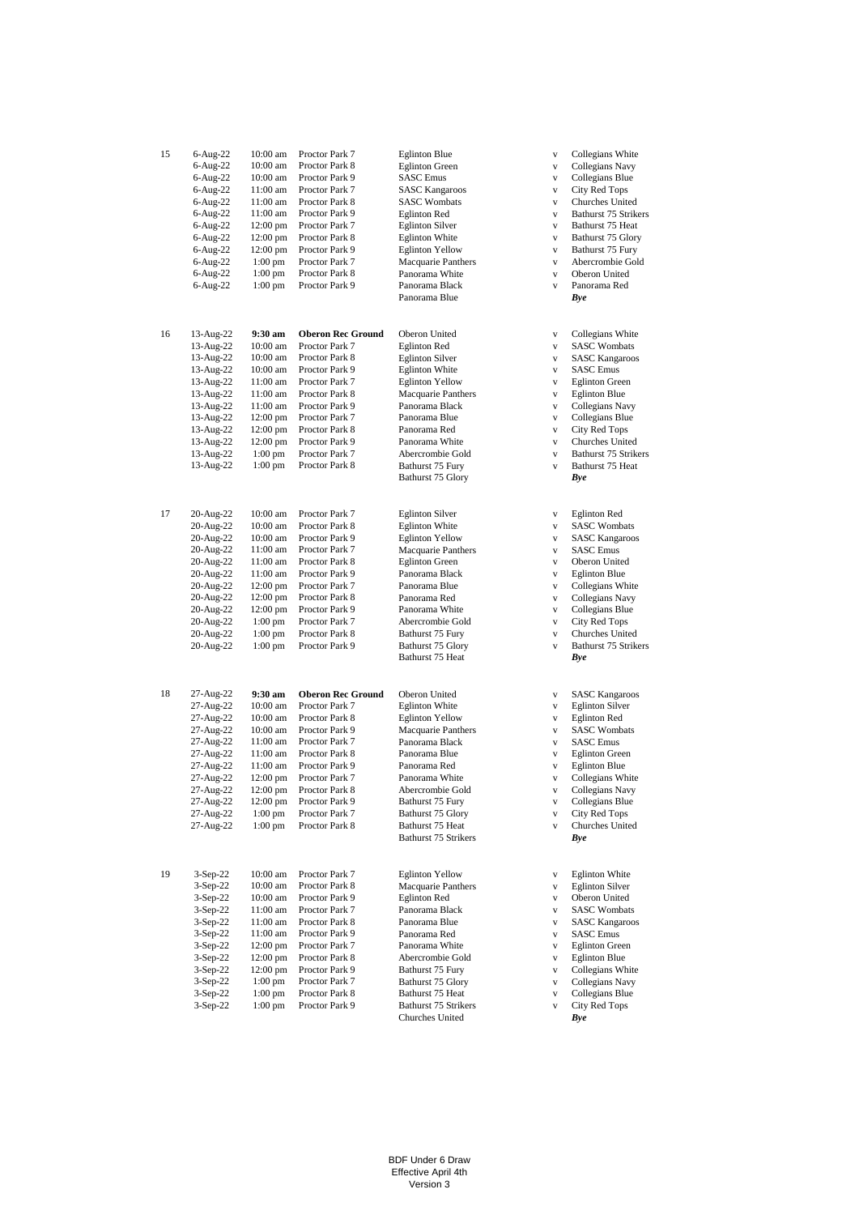| Round | Date | Time | Venue | Home | | Away |
|---|---|---|---|---|---|---|
| 15 | 6-Aug-22 | 10:00 am | Proctor Park 7 | Eglinton Blue | v | Collegians White |
| | 6-Aug-22 | 10:00 am | Proctor Park 8 | Eglinton Green | v | Collegians Navy |
| | 6-Aug-22 | 10:00 am | Proctor Park 9 | SASC Emus | v | Collegians Blue |
| | 6-Aug-22 | 11:00 am | Proctor Park 7 | SASC Kangaroos | v | City Red Tops |
| | 6-Aug-22 | 11:00 am | Proctor Park 8 | SASC Wombats | v | Churches United |
| | 6-Aug-22 | 11:00 am | Proctor Park 9 | Eglinton Red | v | Bathurst 75 Strikers |
| | 6-Aug-22 | 12:00 pm | Proctor Park 7 | Eglinton Silver | v | Bathurst 75 Heat |
| | 6-Aug-22 | 12:00 pm | Proctor Park 8 | Eglinton White | v | Bathurst 75 Glory |
| | 6-Aug-22 | 12:00 pm | Proctor Park 9 | Eglinton Yellow | v | Bathurst 75 Fury |
| | 6-Aug-22 | 1:00 pm | Proctor Park 7 | Macquarie Panthers | v | Abercrombie Gold |
| | 6-Aug-22 | 1:00 pm | Proctor Park 8 | Panorama White | v | Oberon United |
| | 6-Aug-22 | 1:00 pm | Proctor Park 9 | Panorama Black | v | Panorama Red |
| | | | | Panorama Blue | | ***Bye*** |
| 16 | 13-Aug-22 | **9:30 am** | **Oberon Rec Ground** | Oberon United | v | Collegians White |
| | 13-Aug-22 | 10:00 am | Proctor Park 7 | Eglinton Red | v | SASC Wombats |
| | 13-Aug-22 | 10:00 am | Proctor Park 8 | Eglinton Silver | v | SASC Kangaroos |
| | 13-Aug-22 | 10:00 am | Proctor Park 9 | Eglinton White | v | SASC Emus |
| | 13-Aug-22 | 11:00 am | Proctor Park 7 | Eglinton Yellow | v | Eglinton Green |
| | 13-Aug-22 | 11:00 am | Proctor Park 8 | Macquarie Panthers | v | Eglinton Blue |
| | 13-Aug-22 | 11:00 am | Proctor Park 9 | Panorama Black | v | Collegians Navy |
| | 13-Aug-22 | 12:00 pm | Proctor Park 7 | Panorama Blue | v | Collegians Blue |
| | 13-Aug-22 | 12:00 pm | Proctor Park 8 | Panorama Red | v | City Red Tops |
| | 13-Aug-22 | 12:00 pm | Proctor Park 9 | Panorama White | v | Churches United |
| | 13-Aug-22 | 1:00 pm | Proctor Park 7 | Abercrombie Gold | v | Bathurst 75 Strikers |
| | 13-Aug-22 | 1:00 pm | Proctor Park 8 | Bathurst 75 Fury | v | Bathurst 75 Heat |
| | | | | Bathurst 75 Glory | | ***Bye*** |
| 17 | 20-Aug-22 | 10:00 am | Proctor Park 7 | Eglinton Silver | v | Eglinton Red |
| | 20-Aug-22 | 10:00 am | Proctor Park 8 | Eglinton White | v | SASC Wombats |
| | 20-Aug-22 | 10:00 am | Proctor Park 9 | Eglinton Yellow | v | SASC Kangaroos |
| | 20-Aug-22 | 11:00 am | Proctor Park 7 | Macquarie Panthers | v | SASC Emus |
| | 20-Aug-22 | 11:00 am | Proctor Park 8 | Eglinton Green | v | Oberon United |
| | 20-Aug-22 | 11:00 am | Proctor Park 9 | Panorama Black | v | Eglinton Blue |
| | 20-Aug-22 | 12:00 pm | Proctor Park 7 | Panorama Blue | v | Collegians White |
| | 20-Aug-22 | 12:00 pm | Proctor Park 8 | Panorama Red | v | Collegians Navy |
| | 20-Aug-22 | 12:00 pm | Proctor Park 9 | Panorama White | v | Collegians Blue |
| | 20-Aug-22 | 1:00 pm | Proctor Park 7 | Abercrombie Gold | v | City Red Tops |
| | 20-Aug-22 | 1:00 pm | Proctor Park 8 | Bathurst 75 Fury | v | Churches United |
| | 20-Aug-22 | 1:00 pm | Proctor Park 9 | Bathurst 75 Glory | v | Bathurst 75 Strikers |
| | | | | Bathurst 75 Heat | | ***Bye*** |
| 18 | 27-Aug-22 | **9:30 am** | **Oberon Rec Ground** | Oberon United | v | SASC Kangaroos |
| | 27-Aug-22 | 10:00 am | Proctor Park 7 | Eglinton White | v | Eglinton Silver |
| | 27-Aug-22 | 10:00 am | Proctor Park 8 | Eglinton Yellow | v | Eglinton Red |
| | 27-Aug-22 | 10:00 am | Proctor Park 9 | Macquarie Panthers | v | SASC Wombats |
| | 27-Aug-22 | 11:00 am | Proctor Park 7 | Panorama Black | v | SASC Emus |
| | 27-Aug-22 | 11:00 am | Proctor Park 8 | Panorama Blue | v | Eglinton Green |
| | 27-Aug-22 | 11:00 am | Proctor Park 9 | Panorama Red | v | Eglinton Blue |
| | 27-Aug-22 | 12:00 pm | Proctor Park 7 | Panorama White | v | Collegians White |
| | 27-Aug-22 | 12:00 pm | Proctor Park 8 | Abercrombie Gold | v | Collegians Navy |
| | 27-Aug-22 | 12:00 pm | Proctor Park 9 | Bathurst 75 Fury | v | Collegians Blue |
| | 27-Aug-22 | 1:00 pm | Proctor Park 7 | Bathurst 75 Glory | v | City Red Tops |
| | 27-Aug-22 | 1:00 pm | Proctor Park 8 | Bathurst 75 Heat | v | Churches United |
| | | | | Bathurst 75 Strikers | | ***Bye*** |
| 19 | 3-Sep-22 | 10:00 am | Proctor Park 7 | Eglinton Yellow | v | Eglinton White |
| | 3-Sep-22 | 10:00 am | Proctor Park 8 | Macquarie Panthers | v | Eglinton Silver |
| | 3-Sep-22 | 10:00 am | Proctor Park 9 | Eglinton Red | v | Oberon United |
| | 3-Sep-22 | 11:00 am | Proctor Park 7 | Panorama Black | v | SASC Wombats |
| | 3-Sep-22 | 11:00 am | Proctor Park 8 | Panorama Blue | v | SASC Kangaroos |
| | 3-Sep-22 | 11:00 am | Proctor Park 9 | Panorama Red | v | SASC Emus |
| | 3-Sep-22 | 12:00 pm | Proctor Park 7 | Panorama White | v | Eglinton Green |
| | 3-Sep-22 | 12:00 pm | Proctor Park 8 | Abercrombie Gold | v | Eglinton Blue |
| | 3-Sep-22 | 12:00 pm | Proctor Park 9 | Bathurst 75 Fury | v | Collegians White |
| | 3-Sep-22 | 1:00 pm | Proctor Park 7 | Bathurst 75 Glory | v | Collegians Navy |
| | 3-Sep-22 | 1:00 pm | Proctor Park 8 | Bathurst 75 Heat | v | Collegians Blue |
| | 3-Sep-22 | 1:00 pm | Proctor Park 9 | Bathurst 75 Strikers | v | City Red Tops |
| | | | | Churches United | | ***Bye*** |

BDF Under 6 Draw
Effective April 4th
Version 3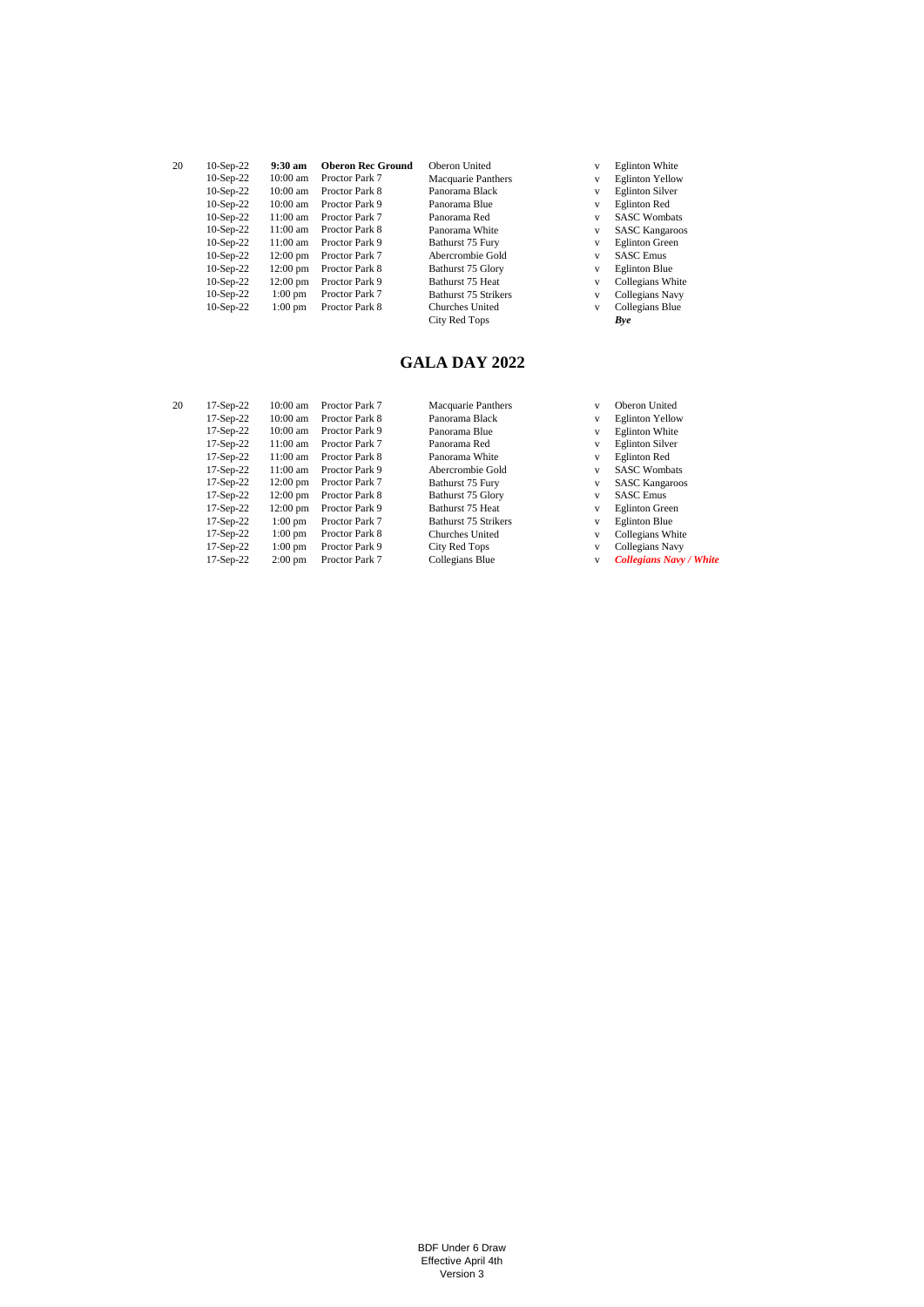| | | | | | | |
|---|---|---|---|---|---|---|
| 20 | 10-Sep-22 | **9:30 am** | **Oberon Rec Ground** | Oberon United | v | Eglinton White |
| | 10-Sep-22 | 10:00 am | Proctor Park 7 | Macquarie Panthers | v | Eglinton Yellow |
| | 10-Sep-22 | 10:00 am | Proctor Park 8 | Panorama Black | v | Eglinton Silver |
| | 10-Sep-22 | 10:00 am | Proctor Park 9 | Panorama Blue | v | Eglinton Red |
| | 10-Sep-22 | 11:00 am | Proctor Park 7 | Panorama Red | v | SASC Wombats |
| | 10-Sep-22 | 11:00 am | Proctor Park 8 | Panorama White | v | SASC Kangaroos |
| | 10-Sep-22 | 11:00 am | Proctor Park 9 | Bathurst 75 Fury | v | Eglinton Green |
| | 10-Sep-22 | 12:00 pm | Proctor Park 7 | Abercrombie Gold | v | SASC Emus |
| | 10-Sep-22 | 12:00 pm | Proctor Park 8 | Bathurst 75 Glory | v | Eglinton Blue |
| | 10-Sep-22 | 12:00 pm | Proctor Park 9 | Bathurst 75 Heat | v | Collegians White |
| | 10-Sep-22 | 1:00 pm | Proctor Park 7 | Bathurst 75 Strikers | v | Collegians Navy |
| | 10-Sep-22 | 1:00 pm | Proctor Park 8 | Churches United | v | Collegians Blue |
| | | | | City Red Tops | | ***Bye*** |

## GALA DAY 2022

| | | | | | | |
|---|---|---|---|---|---|---|
| 20 | 17-Sep-22 | 10:00 am | Proctor Park 7 | Macquarie Panthers | v | Oberon United |
| | 17-Sep-22 | 10:00 am | Proctor Park 8 | Panorama Black | v | Eglinton Yellow |
| | 17-Sep-22 | 10:00 am | Proctor Park 9 | Panorama Blue | v | Eglinton White |
| | 17-Sep-22 | 11:00 am | Proctor Park 7 | Panorama Red | v | Eglinton Silver |
| | 17-Sep-22 | 11:00 am | Proctor Park 8 | Panorama White | v | Eglinton Red |
| | 17-Sep-22 | 11:00 am | Proctor Park 9 | Abercrombie Gold | v | SASC Wombats |
| | 17-Sep-22 | 12:00 pm | Proctor Park 7 | Bathurst 75 Fury | v | SASC Kangaroos |
| | 17-Sep-22 | 12:00 pm | Proctor Park 8 | Bathurst 75 Glory | v | SASC Emus |
| | 17-Sep-22 | 12:00 pm | Proctor Park 9 | Bathurst 75 Heat | v | Eglinton Green |
| | 17-Sep-22 | 1:00 pm | Proctor Park 7 | Bathurst 75 Strikers | v | Eglinton Blue |
| | 17-Sep-22 | 1:00 pm | Proctor Park 8 | Churches United | v | Collegians White |
| | 17-Sep-22 | 1:00 pm | Proctor Park 9 | City Red Tops | v | Collegians Navy |
| | 17-Sep-22 | 2:00 pm | Proctor Park 7 | Collegians Blue | v | ***Collegians Navy / White*** |

BDF Under 6 Draw
Effective April 4th
Version 3